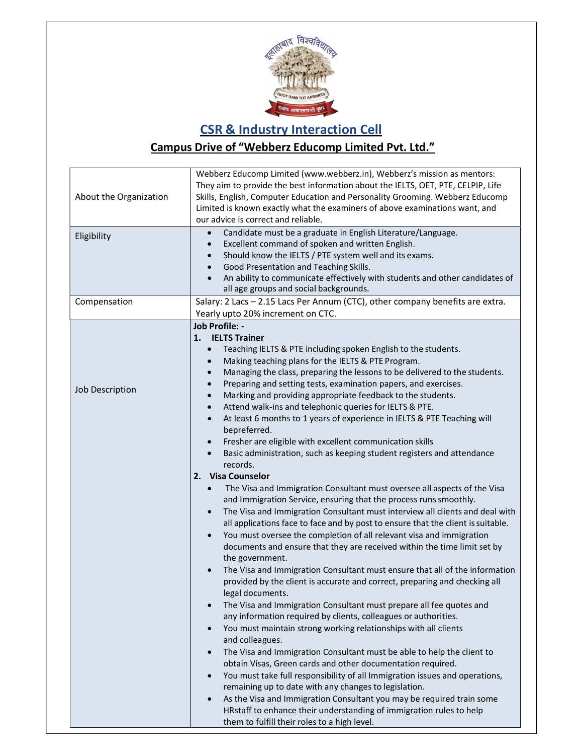## CSR & Industry Interaction Cell

## Campus Drive of "Webberz Educomp Limited Pvt. Ltd."

| | |
|---|---|
| About the Organization | Webberz Educomp Limited (www.webberz.in), Webberz's mission as mentors: They aim to provide the best information about the IELTS, OET, PTE, CELPIP, Life Skills, English, Computer Education and Personality Grooming. Webberz Educomp Limited is known exactly what the examiners of above examinations want, and our advice is correct and reliable. |
| Eligibility | • Candidate must be a graduate in English Literature/Language.<br>• Excellent command of spoken and written English.<br>• Should know the IELTS / PTE system well and its exams.<br>• Good Presentation and Teaching Skills.<br>• An ability to communicate effectively with students and other candidates of all age groups and social backgrounds. |
| Compensation | Salary: 2 Lacs – 2.15 Lacs Per Annum (CTC), other company benefits are extra. Yearly upto 20% increment on CTC. |
| Job Description | **Job Profile: -**<br>**1. IELTS Trainer**<br>• Teaching IELTS & PTE including spoken English to the students.<br>• Making teaching plans for the IELTS & PTE Program.<br>• Managing the class, preparing the lessons to be delivered to the students.<br>• Preparing and setting tests, examination papers, and exercises.<br>• Marking and providing appropriate feedback to the students.<br>• Attend walk-ins and telephonic queries for IELTS & PTE.<br>• At least 6 months to 1 years of experience in IELTS & PTE Teaching will bepreferred.<br>• Fresher are eligible with excellent communication skills<br>• Basic administration, such as keeping student registers and attendance records.<br>**2. Visa Counselor**<br>• The Visa and Immigration Consultant must oversee all aspects of the Visa and Immigration Service, ensuring that the process runs smoothly.<br>• The Visa and Immigration Consultant must interview all clients and deal with all applications face to face and by post to ensure that the client is suitable.<br>• You must oversee the completion of all relevant visa and immigration documents and ensure that they are received within the time limit set by the government.<br>• The Visa and Immigration Consultant must ensure that all of the information provided by the client is accurate and correct, preparing and checking all legal documents.<br>• The Visa and Immigration Consultant must prepare all fee quotes and any information required by clients, colleagues or authorities.<br>• You must maintain strong working relationships with all clients and colleagues.<br>• The Visa and Immigration Consultant must be able to help the client to obtain Visas, Green cards and other documentation required.<br>• You must take full responsibility of all Immigration issues and operations, remaining up to date with any changes to legislation.<br>• As the Visa and Immigration Consultant you may be required train some HRstaff to enhance their understanding of immigration rules to help them to fulfill their roles to a high level. |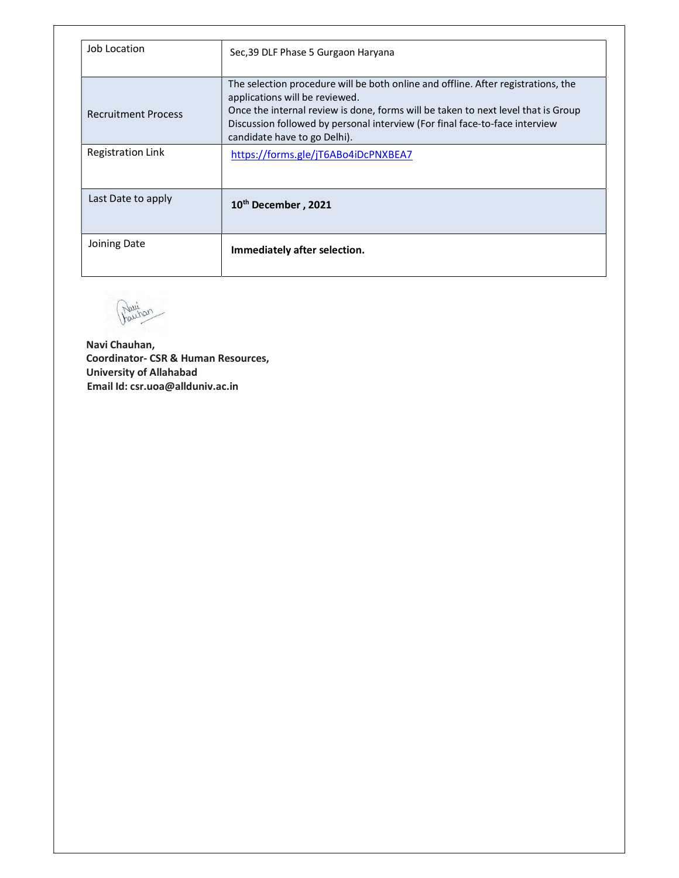| | |
|---|---|
| Job Location | Sec,39 DLF Phase 5 Gurgaon Haryana |
| Recruitment Process | The selection procedure will be both online and offline. After registrations, the applications will be reviewed.<br>Once the internal review is done, forms will be taken to next level that is Group Discussion followed by personal interview (For final face-to-face interview candidate have to go Delhi). |
| Registration Link | https://forms.gle/jT6ABo4iDcPNXBEA7 |
| Last Date to apply | **10th December , 2021** |
| Joining Date | **Immediately after selection.** |

**Navi Chauhan,**
**Coordinator- CSR & Human Resources,**
**University of Allahabad**
**Email Id: csr.uoa@allduniv.ac.in**